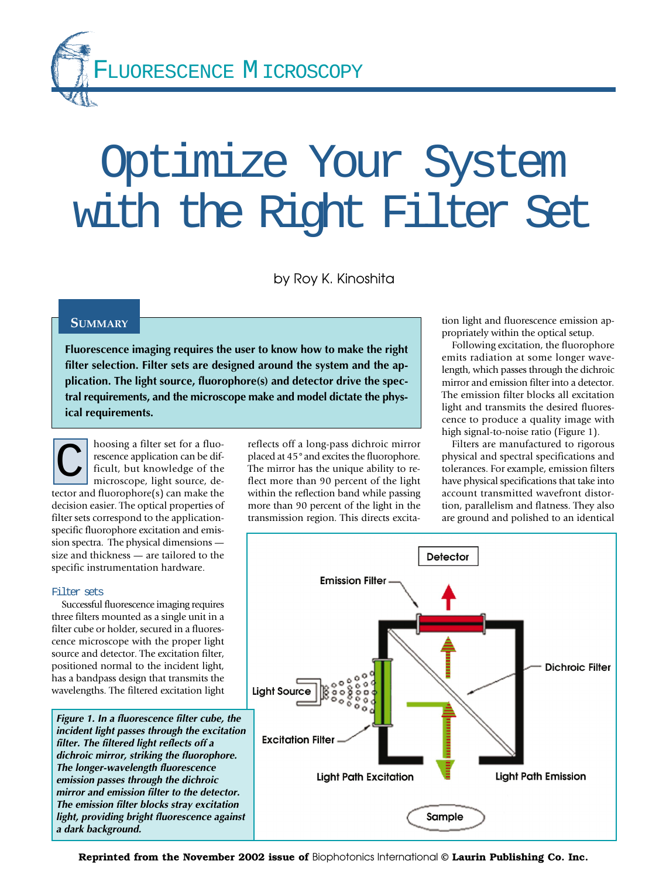# Optimize Your System with the Right Filter Set

by Roy K. Kinoshita

**SUMMARY**

**Fluorescence imaging requires the user to know how to make the right filter selection. Filter sets are designed around the system and the application. The light source, fluorophore(s) and detector drive the spectral requirements, and the microscope make and model dictate the physical requirements.**

Choosing a filter set for a fluorescence application can be difficult, but knowledge of the microscope, light source, detector and fluorophore(s) can make the decision easier. The optical properties of filter sets correspond to the application-specific fluorophore excitation and emission spectra. The physical dimensions — size and thickness — are tailored to the specific instrumentation hardware.

## Filter sets

Successful fluorescence imaging requires three filters mounted as a single unit in a filter cube or holder, secured in a fluorescence microscope with the proper light source and detector. The excitation filter, positioned normal to the incident light, has a bandpass design that transmits the wavelengths. The filtered excitation light reflects off a long-pass dichroic mirror placed at 45° and excites the fluorophore. The mirror has the unique ability to reflect more than 90 percent of the light within the reflection band while passing more than 90 percent of the light in the transmission region. This directs excitation light and fluorescence emission appropriately within the optical setup.

Following excitation, the fluorophore emits radiation at some longer wavelength, which passes through the dichroic mirror and emission filter into a detector. The emission filter blocks all excitation light and transmits the desired fluorescence to produce a quality image with high signal-to-noise ratio (Figure 1).

Filters are manufactured to rigorous physical and spectral specifications and tolerances. For example, emission filters have physical specifications that take into account transmitted wavefront distortion, parallelism and flatness. They also are ground and polished to an identical

*Figure 1. In a fluorescence filter cube, the incident light passes through the excitation filter. The filtered light reflects off a dichroic mirror, striking the fluorophore. The longer-wavelength fluorescence emission passes through the dichroic mirror and emission filter to the detector. The emission filter blocks stray excitation light, providing bright fluorescence against a dark background.*

**Reprinted from the November 2002 issue of** Biophotonics International © **Laurin Publishing Co. Inc.**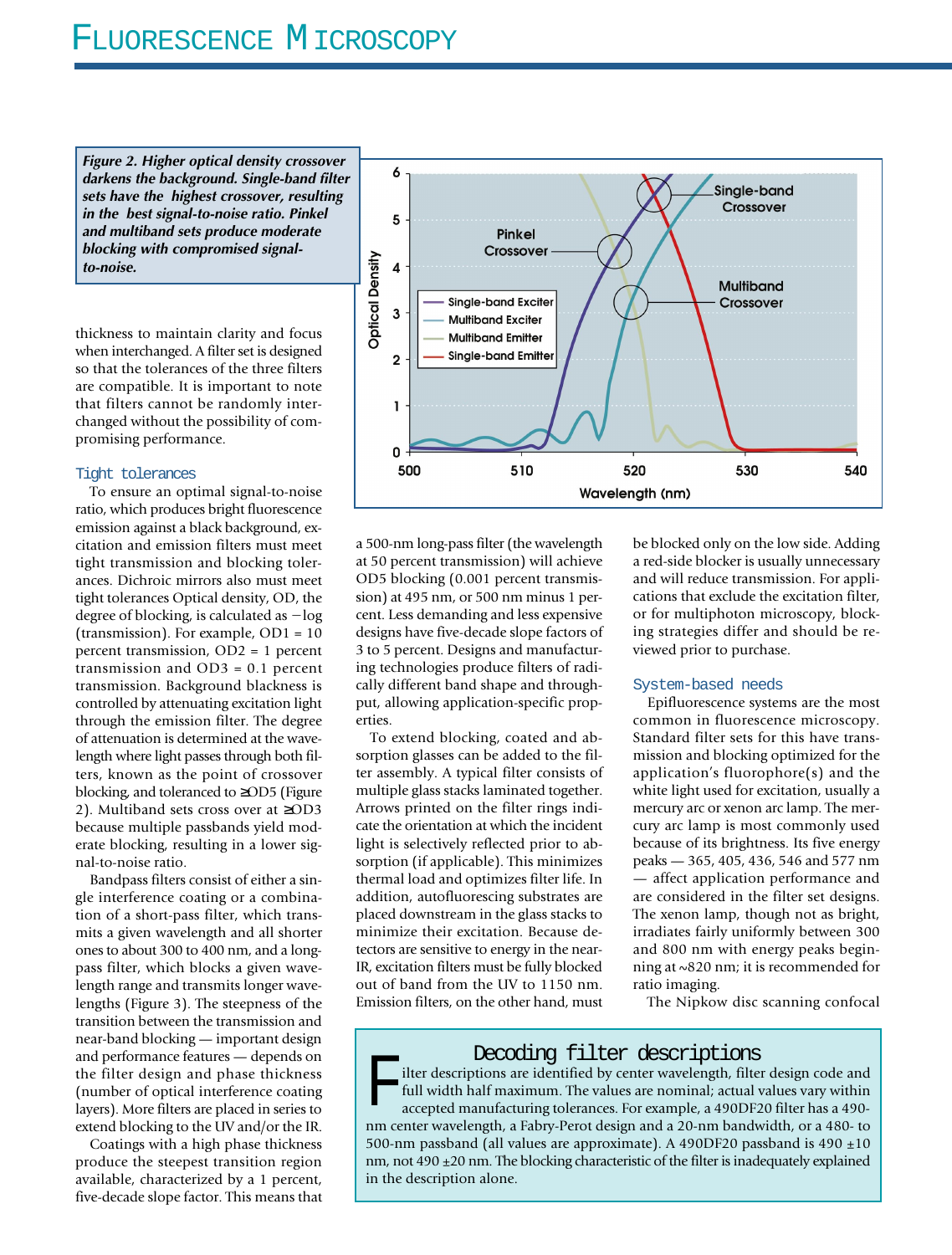*Figure 2. Higher optical density crossover darkens the background. Single-band filter sets have the highest crossover, resulting in the best signal-to-noise ratio. Pinkel and multiband sets produce moderate blocking with compromised signal-to-noise.*

thickness to maintain clarity and focus when interchanged. A filter set is designed so that the tolerances of the three filters are compatible. It is important to note that filters cannot be randomly interchanged without the possibility of compromising performance.

### Tight tolerances

To ensure an optimal signal-to-noise ratio, which produces bright fluorescence emission against a black background, excitation and emission filters must meet tight transmission and blocking tolerances. Dichroic mirrors also must meet tight tolerances Optical density, OD, the degree of blocking, is calculated as −log (transmission). For example, OD1 = 10 percent transmission, OD2 = 1 percent transmission and OD3 = 0.1 percent transmission. Background blackness is controlled by attenuating excitation light through the emission filter. The degree of attenuation is determined at the wavelength where light passes through both filters, known as the point of crossover blocking, and toleranced to ≥OD5 (Figure 2). Multiband sets cross over at ≥OD3 because multiple passbands yield moderate blocking, resulting in a lower signal-to-noise ratio.

Bandpass filters consist of either a single interference coating or a combination of a short-pass filter, which transmits a given wavelength and all shorter ones to about 300 to 400 nm, and a long-pass filter, which blocks a given wavelength range and transmits longer wavelengths (Figure 3). The steepness of the transition between the transmission and near-band blocking — important design and performance features — depends on the filter design and phase thickness (number of optical interference coating layers). More filters are placed in series to extend blocking to the UV and/or the IR.

Coatings with a high phase thickness produce the steepest transition region available, characterized by a 1 percent, five-decade slope factor. This means that a 500-nm long-pass filter (the wavelength at 50 percent transmission) will achieve OD5 blocking (0.001 percent transmission) at 495 nm, or 500 nm minus 1 percent. Less demanding and less expensive designs have five-decade slope factors of 3 to 5 percent. Designs and manufacturing technologies produce filters of radically different band shape and throughput, allowing application-specific properties.

To extend blocking, coated and absorption glasses can be added to the filter assembly. A typical filter consists of multiple glass stacks laminated together. Arrows printed on the filter rings indicate the orientation at which the incident light is selectively reflected prior to absorption (if applicable). This minimizes thermal load and optimizes filter life. In addition, autofluorescing substrates are placed downstream in the glass stacks to minimize their excitation. Because detectors are sensitive to energy in the near-IR, excitation filters must be fully blocked out of band from the UV to 1150 nm. Emission filters, on the other hand, must be blocked only on the low side. Adding a red-side blocker is usually unnecessary and will reduce transmission. For applications that exclude the excitation filter, or for multiphoton microscopy, blocking strategies differ and should be reviewed prior to purchase.

### System-based needs

Epifluorescence systems are the most common in fluorescence microscopy. Standard filter sets for this have transmission and blocking optimized for the application's fluorophore(s) and the white light used for excitation, usually a mercury arc or xenon arc lamp. The mercury arc lamp is most commonly used because of its brightness. Its five energy peaks — 365, 405, 436, 546 and 577 nm — affect application performance and are considered in the filter set designs. The xenon lamp, though not as bright, irradiates fairly uniformly between 300 and 800 nm with energy peaks beginning at ~820 nm; it is recommended for ratio imaging.

The Nipkow disc scanning confocal

### Decoding filter descriptions

Filter descriptions are identified by center wavelength, filter design code and full width half maximum. The values are nominal; actual values vary within accepted manufacturing tolerances. For example, a 490DF20 filter has a 490-nm center wavelength, a Fabry-Perot design and a 20-nm bandwidth, or a 480- to 500-nm passband (all values are approximate). A 490DF20 passband is 490 ±10 nm, not 490 ±20 nm. The blocking characteristic of the filter is inadequately explained in the description alone.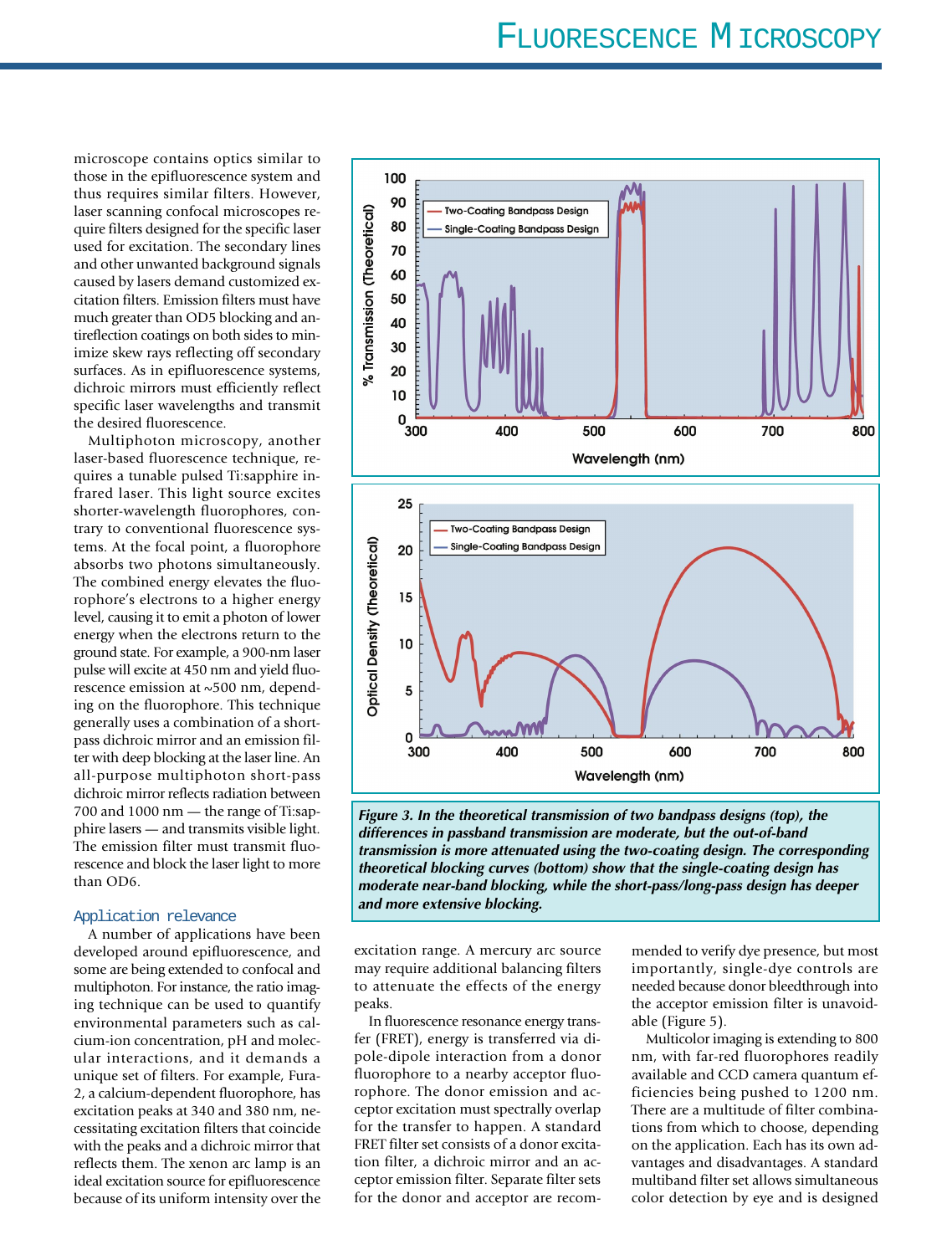microscope contains optics similar to those in the epifluorescence system and thus requires similar filters. However, laser scanning confocal microscopes require filters designed for the specific laser used for excitation. The secondary lines and other unwanted background signals caused by lasers demand customized excitation filters. Emission filters must have much greater than OD5 blocking and antireflection coatings on both sides to minimize skew rays reflecting off secondary surfaces. As in epifluorescence systems, dichroic mirrors must efficiently reflect specific laser wavelengths and transmit the desired fluorescence.

Multiphoton microscopy, another laser-based fluorescence technique, requires a tunable pulsed Ti:sapphire infrared laser. This light source excites shorter-wavelength fluorophores, contrary to conventional fluorescence systems. At the focal point, a fluorophore absorbs two photons simultaneously. The combined energy elevates the fluorophore's electrons to a higher energy level, causing it to emit a photon of lower energy when the electrons return to the ground state. For example, a 900-nm laser pulse will excite at 450 nm and yield fluorescence emission at ~500 nm, depending on the fluorophore. This technique generally uses a combination of a short-pass dichroic mirror and an emission filter with deep blocking at the laser line. An all-purpose multiphoton short-pass dichroic mirror reflects radiation between 700 and 1000 nm — the range of Ti:sapphire lasers — and transmits visible light. The emission filter must transmit fluorescence and block the laser light to more than OD6.

## Application relevance

A number of applications have been developed around epifluorescence, and some are being extended to confocal and multiphoton. For instance, the ratio imaging technique can be used to quantify environmental parameters such as calcium-ion concentration, pH and molecular interactions, and it demands a unique set of filters. For example, Fura-2, a calcium-dependent fluorophore, has excitation peaks at 340 and 380 nm, necessitating excitation filters that coincide with the peaks and a dichroic mirror that reflects them. The xenon arc lamp is an ideal excitation source for epifluorescence because of its uniform intensity over the excitation range. A mercury arc source may require additional balancing filters to attenuate the effects of the energy peaks.

*Figure 3. In the theoretical transmission of two bandpass designs (top), the differences in passband transmission are moderate, but the out-of-band transmission is more attenuated using the two-coating design. The corresponding theoretical blocking curves (bottom) show that the single-coating design has moderate near-band blocking, while the short-pass/long-pass design has deeper and more extensive blocking.*

In fluorescence resonance energy transfer (FRET), energy is transferred via dipole-dipole interaction from a donor fluorophore to a nearby acceptor fluorophore. The donor emission and acceptor excitation must spectrally overlap for the transfer to happen. A standard FRET filter set consists of a donor excitation filter, a dichroic mirror and an acceptor emission filter. Separate filter sets for the donor and acceptor are recommended to verify dye presence, but most importantly, single-dye controls are needed because donor bleedthrough into the acceptor emission filter is unavoidable (Figure 5).

Multicolor imaging is extending to 800 nm, with far-red fluorophores readily available and CCD camera quantum efficiencies being pushed to 1200 nm. There are a multitude of filter combinations from which to choose, depending on the application. Each has its own advantages and disadvantages. A standard multiband filter set allows simultaneous color detection by eye and is designed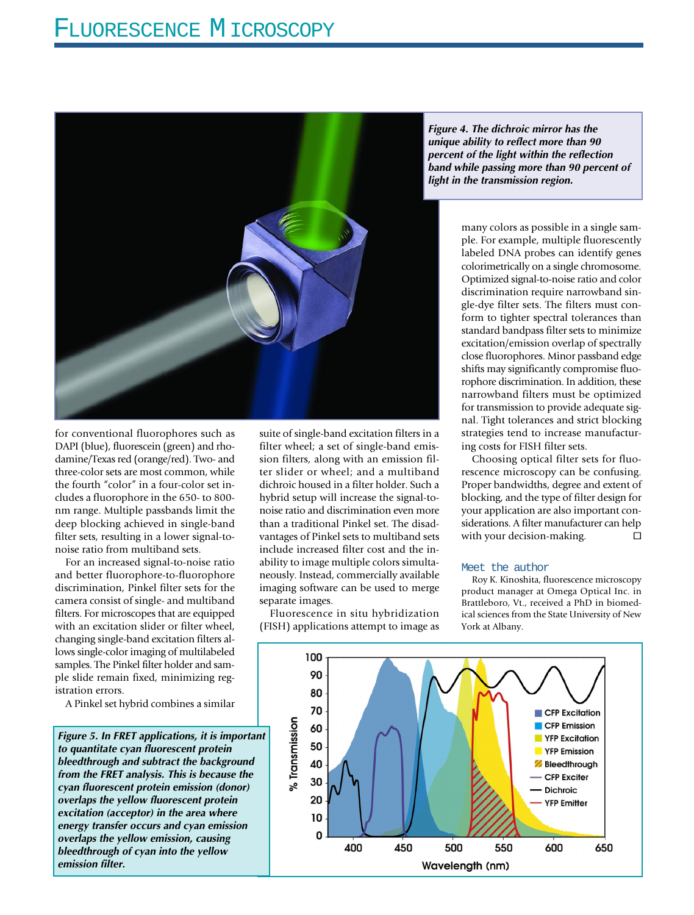*Figure 4. The dichroic mirror has the unique ability to reflect more than 90 percent of the light within the reflection band while passing more than 90 percent of light in the transmission region.*

for conventional fluorophores such as DAPI (blue), fluorescein (green) and rhodamine/Texas red (orange/red). Two- and three-color sets are most common, while the fourth "color" in a four-color set includes a fluorophore in the 650- to 800-nm range. Multiple passbands limit the deep blocking achieved in single-band filter sets, resulting in a lower signal-to-noise ratio from multiband sets.

For an increased signal-to-noise ratio and better fluorophore-to-fluorophore discrimination, Pinkel filter sets for the camera consist of single- and multiband filters. For microscopes that are equipped with an excitation slider or filter wheel, changing single-band excitation filters allows single-color imaging of multilabeled samples. The Pinkel filter holder and sample slide remain fixed, minimizing registration errors.

A Pinkel set hybrid combines a similar suite of single-band excitation filters in a filter wheel; a set of single-band emission filters, along with an emission filter slider or wheel; and a multiband dichroic housed in a filter holder. Such a hybrid setup will increase the signal-to-noise ratio and discrimination even more than a traditional Pinkel set. The disadvantages of Pinkel sets to multiband sets include increased filter cost and the inability to image multiple colors simultaneously. Instead, commercially available imaging software can be used to merge separate images.

Fluorescence in situ hybridization (FISH) applications attempt to image as many colors as possible in a single sample. For example, multiple fluorescently labeled DNA probes can identify genes colorimetrically on a single chromosome. Optimized signal-to-noise ratio and color discrimination require narrowband single-dye filter sets. The filters must conform to tighter spectral tolerances than standard bandpass filter sets to minimize excitation/emission overlap of spectrally close fluorophores. Minor passband edge shifts may significantly compromise fluorophore discrimination. In addition, these narrowband filters must be optimized for transmission to provide adequate signal. Tight tolerances and strict blocking strategies tend to increase manufacturing costs for FISH filter sets.

Choosing optical filter sets for fluorescence microscopy can be confusing. Proper bandwidths, degree and extent of blocking, and the type of filter design for your application are also important considerations. A filter manufacturer can help with your decision-making. □

### Meet the author

Roy K. Kinoshita, fluorescence microscopy product manager at Omega Optical Inc. in Brattleboro, Vt., received a PhD in biomedical sciences from the State University of New York at Albany.

% Transmission
100
90
80
70
60
50
40
30
20
10
0
400
450
500
550
600
650
Wavelength (nm)

CFP Excitation
CFP Emission
YFP Excitation
YFP Emission
Bleedthrough
CFP Exciter
Dichroic
YFP Emitter

*Figure 5. In FRET applications, it is important to quantitate cyan fluorescent protein bleedthrough and subtract the background from the FRET analysis. This is because the cyan fluorescent protein emission (donor) overlaps the yellow fluorescent protein excitation (acceptor) in the area where energy transfer occurs and cyan emission overlaps the yellow emission, causing bleedthrough of cyan into the yellow emission filter.*